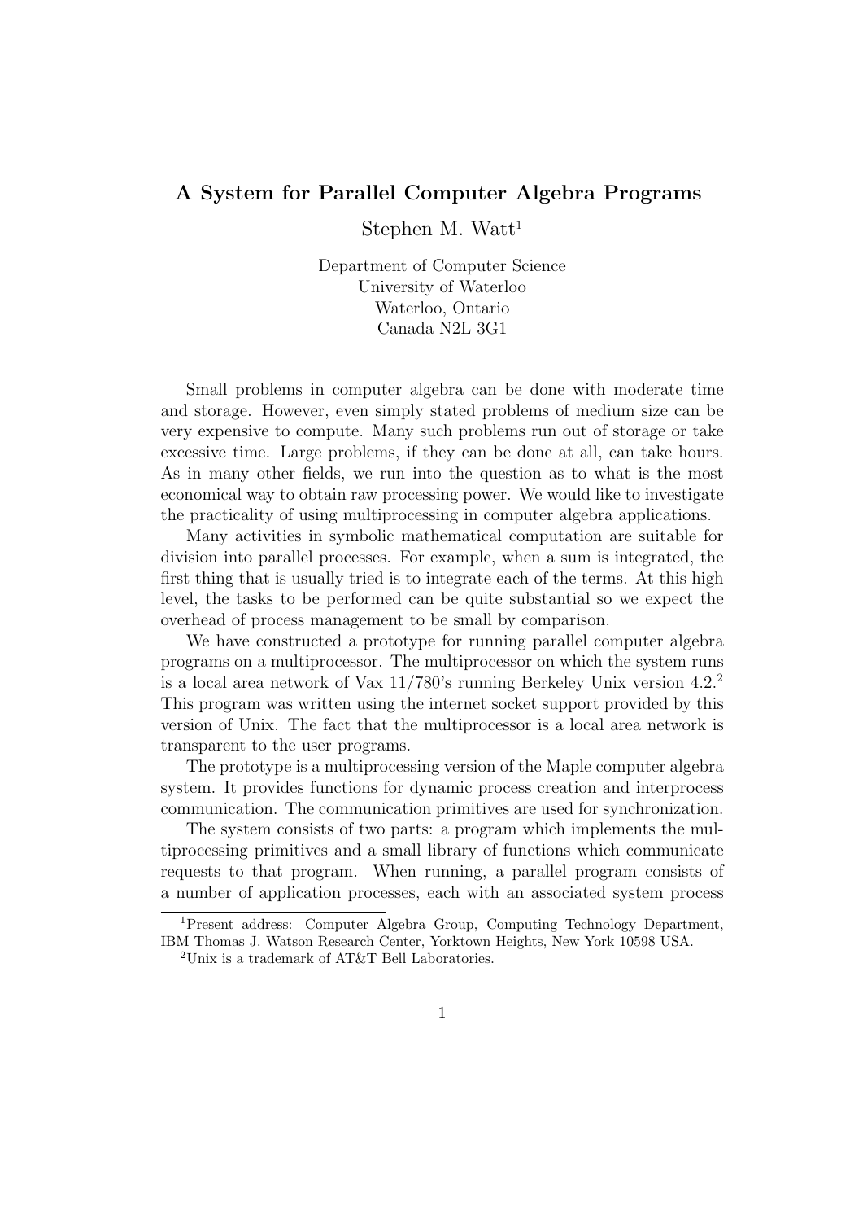# A System for Parallel Computer Algebra Programs

Stephen M. Watt[1]

Department of Computer Science
University of Waterloo
Waterloo, Ontario
Canada N2L 3G1

Small problems in computer algebra can be done with moderate time and storage. However, even simply stated problems of medium size can be very expensive to compute. Many such problems run out of storage or take excessive time. Large problems, if they can be done at all, can take hours. As in many other fields, we run into the question as to what is the most economical way to obtain raw processing power. We would like to investigate the practicality of using multiprocessing in computer algebra applications.

Many activities in symbolic mathematical computation are suitable for division into parallel processes. For example, when a sum is integrated, the first thing that is usually tried is to integrate each of the terms. At this high level, the tasks to be performed can be quite substantial so we expect the overhead of process management to be small by comparison.

We have constructed a prototype for running parallel computer algebra programs on a multiprocessor. The multiprocessor on which the system runs is a local area network of Vax 11/780's running Berkeley Unix version 4.2.[2] This program was written using the internet socket support provided by this version of Unix. The fact that the multiprocessor is a local area network is transparent to the user programs.

The prototype is a multiprocessing version of the Maple computer algebra system. It provides functions for dynamic process creation and interprocess communication. The communication primitives are used for synchronization.

The system consists of two parts: a program which implements the multiprocessing primitives and a small library of functions which communicate requests to that program. When running, a parallel program consists of a number of application processes, each with an associated system process

[1] Present address: Computer Algebra Group, Computing Technology Department, IBM Thomas J. Watson Research Center, Yorktown Heights, New York 10598 USA.

[2] Unix is a trademark of AT&T Bell Laboratories.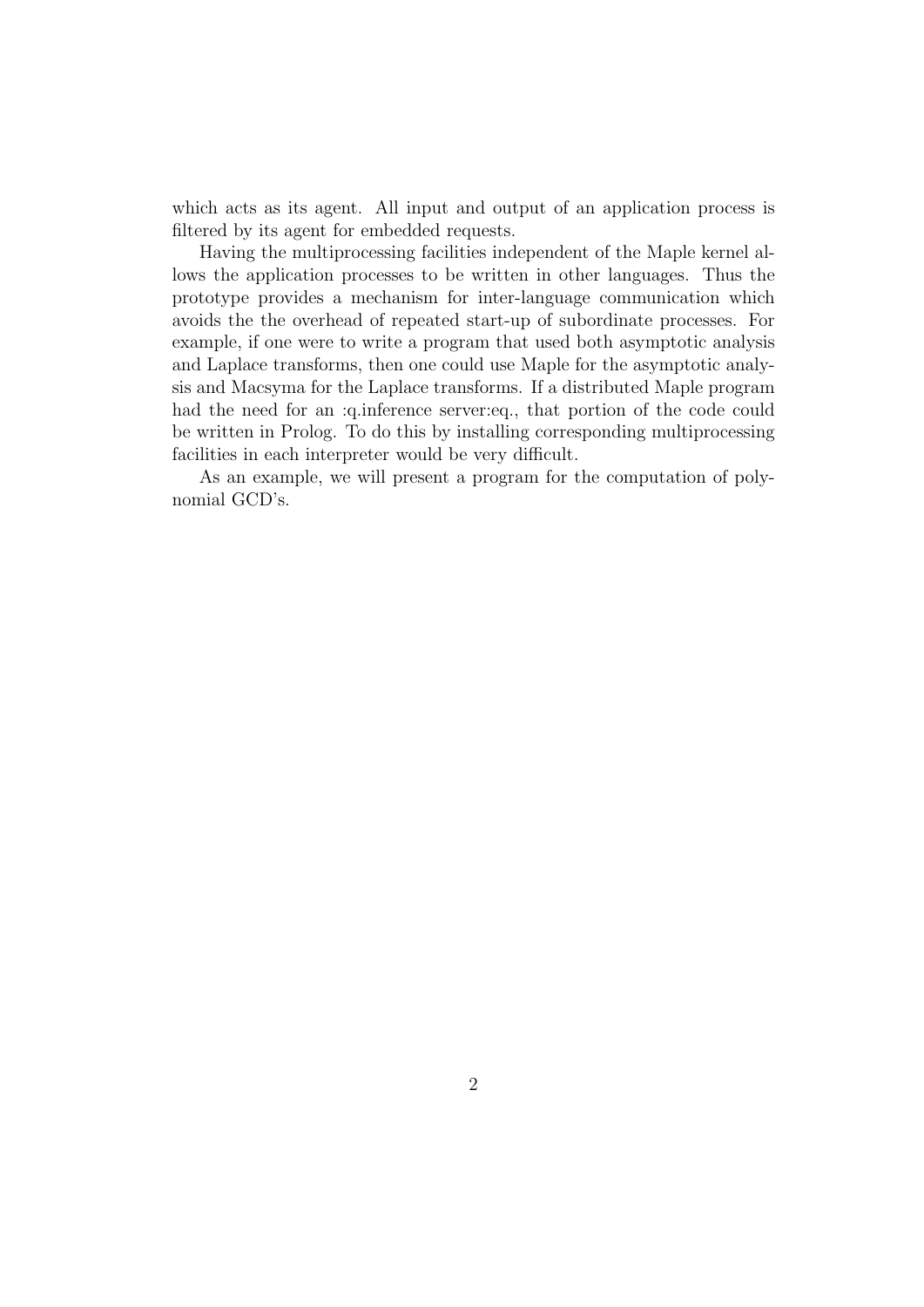which acts as its agent. All input and output of an application process is filtered by its agent for embedded requests.

Having the multiprocessing facilities independent of the Maple kernel allows the application processes to be written in other languages. Thus the prototype provides a mechanism for inter-language communication which avoids the the overhead of repeated start-up of subordinate processes. For example, if one were to write a program that used both asymptotic analysis and Laplace transforms, then one could use Maple for the asymptotic analysis and Macsyma for the Laplace transforms. If a distributed Maple program had the need for an :q.inference server:eq., that portion of the code could be written in Prolog. To do this by installing corresponding multiprocessing facilities in each interpreter would be very difficult.

As an example, we will present a program for the computation of polynomial GCD's.